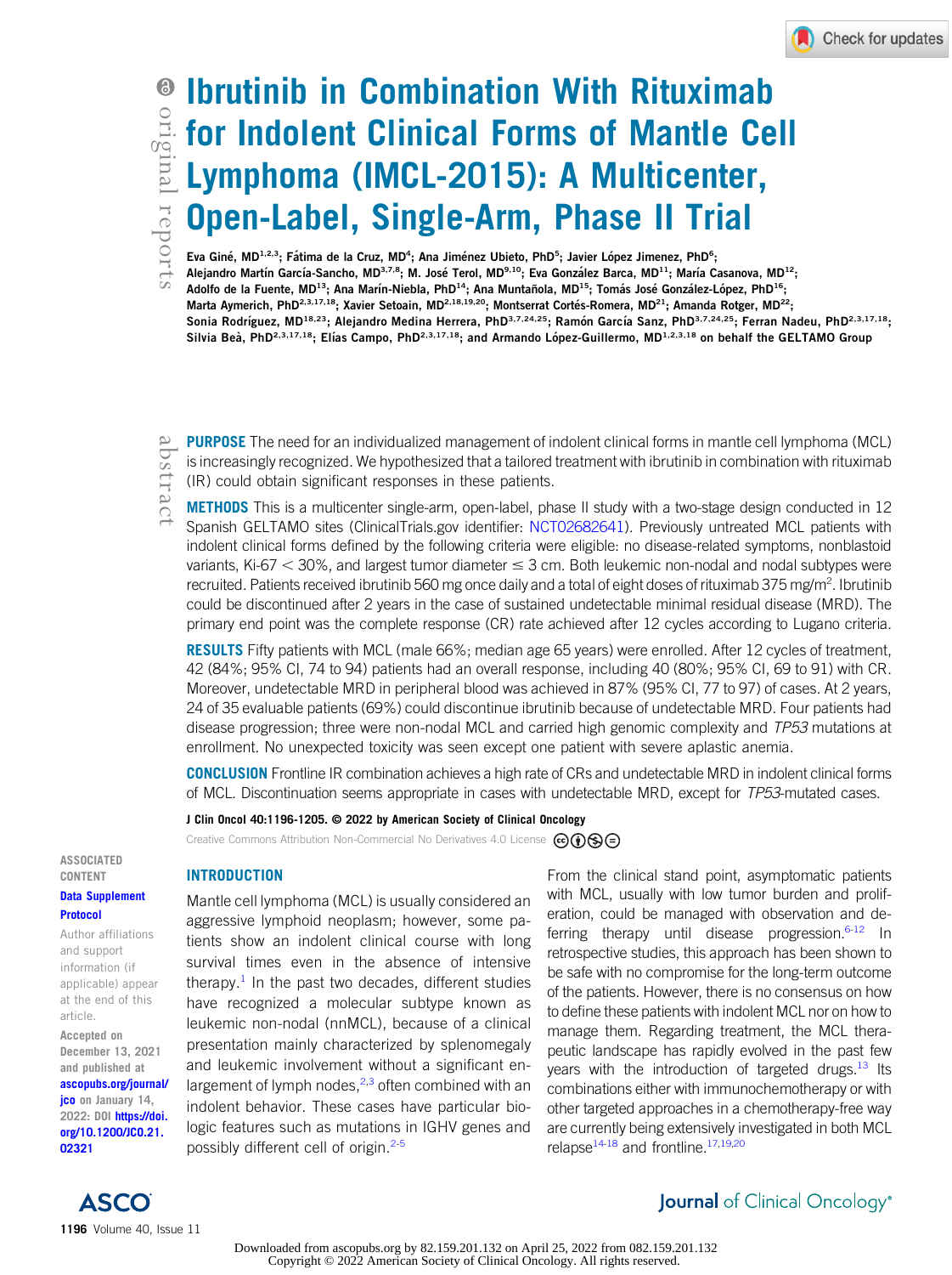# Ibrutinib in Combination With Rituximab for Indolent Clinical Forms of Mantle Cell Lymphoma (IMCL-2015): A Multicenter, Open-Label, Single-Arm, Phase II Trial

Eva Giné, MD[1,2,3]; Fátima de la Cruz, MD[4]; Ana Jiménez Ubieto, PhD[5]; Javier López Jimenez, PhD[6]; Alejandro Martín García-Sancho, MD[3,7,8]; M. José Terol, MD[9,10]; Eva González Barca, MD[11]; María Casanova, MD[12]; Adolfo de la Fuente, MD[13]; Ana Marín-Niebla, PhD[14]; Ana Muntañola, MD[15]; Tomás José González-López, PhD[16]; Marta Aymerich, PhD[2,3,17,18]; Xavier Setoain, MD[2,18,19,20]; Montserrat Cortés-Romera, MD[21]; Amanda Rotger, MD[22]; Sonia Rodríguez, MD[18,23]; Alejandro Medina Herrera, PhD[3,7,24,25]; Ramón García Sanz, PhD[3,7,24,25]; Ferran Nadeu, PhD[2,3,17,18]; Silvia Beà, PhD[2,3,17,18]; Elías Campo, PhD[2,3,17,18]; and Armando López-Guillermo, MD[1,2,3,18] on behalf the GELTAMO Group

## abstract

**PURPOSE** The need for an individualized management of indolent clinical forms in mantle cell lymphoma (MCL) is increasingly recognized. We hypothesized that a tailored treatment with ibrutinib in combination with rituximab (IR) could obtain significant responses in these patients.

**METHODS** This is a multicenter single-arm, open-label, phase II study with a two-stage design conducted in 12 Spanish GELTAMO sites (ClinicalTrials.gov identifier: NCT02682641). Previously untreated MCL patients with indolent clinical forms defined by the following criteria were eligible: no disease-related symptoms, nonblastoid variants, Ki-67 < 30%, and largest tumor diameter ≤ 3 cm. Both leukemic non-nodal and nodal subtypes were recruited. Patients received ibrutinib 560 mg once daily and a total of eight doses of rituximab 375 mg/m$^2$. Ibrutinib could be discontinued after 2 years in the case of sustained undetectable minimal residual disease (MRD). The primary end point was the complete response (CR) rate achieved after 12 cycles according to Lugano criteria.

**RESULTS** Fifty patients with MCL (male 66%; median age 65 years) were enrolled. After 12 cycles of treatment, 42 (84%; 95% CI, 74 to 94) patients had an overall response, including 40 (80%; 95% CI, 69 to 91) with CR. Moreover, undetectable MRD in peripheral blood was achieved in 87% (95% CI, 77 to 97) of cases. At 2 years, 24 of 35 evaluable patients (69%) could discontinue ibrutinib because of undetectable MRD. Four patients had disease progression; three were non-nodal MCL and carried high genomic complexity and *TP53* mutations at enrollment. No unexpected toxicity was seen except one patient with severe aplastic anemia.

**CONCLUSION** Frontline IR combination achieves a high rate of CRs and undetectable MRD in indolent clinical forms of MCL. Discontinuation seems appropriate in cases with undetectable MRD, except for *TP53*-mutated cases.

J Clin Oncol 40:1196-1205. © 2022 by American Society of Clinical Oncology

Creative Commons Attribution Non-Commercial No Derivatives 4.0 License

ASSOCIATED CONTENT

Data Supplement

Protocol

Author affiliations and support information (if applicable) appear at the end of this article.

Accepted on December 13, 2021 and published at ascopubs.org/journal/jco on January 14, 2022: DOI https://doi.org/10.1200/JCO.21.02321

## INTRODUCTION

Mantle cell lymphoma (MCL) is usually considered an aggressive lymphoid neoplasm; however, some patients show an indolent clinical course with long survival times even in the absence of intensive therapy.[1] In the past two decades, different studies have recognized a molecular subtype known as leukemic non-nodal (nnMCL), because of a clinical presentation mainly characterized by splenomegaly and leukemic involvement without a significant enlargement of lymph nodes,[2,3] often combined with an indolent behavior. These cases have particular biologic features such as mutations in IGHV genes and possibly different cell of origin.[2-5]

From the clinical stand point, asymptomatic patients with MCL, usually with low tumor burden and proliferation, could be managed with observation and deferring therapy until disease progression.[6-12] In retrospective studies, this approach has been shown to be safe with no compromise for the long-term outcome of the patients. However, there is no consensus on how to define these patients with indolent MCL nor on how to manage them. Regarding treatment, the MCL therapeutic landscape has rapidly evolved in the past few years with the introduction of targeted drugs.[13] Its combinations either with immunochemotherapy or with other targeted approaches in a chemotherapy-free way are currently being extensively investigated in both MCL relapse[14-18] and frontline.[17,19,20]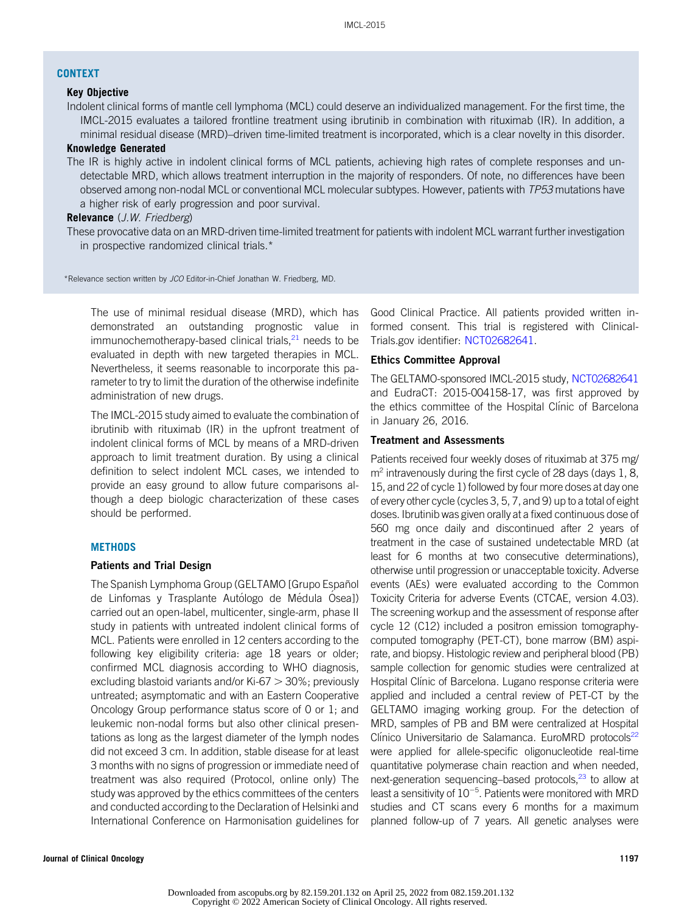## CONTEXT

**Key Objective**

Indolent clinical forms of mantle cell lymphoma (MCL) could deserve an individualized management. For the first time, the IMCL-2015 evaluates a tailored frontline treatment using ibrutinib in combination with rituximab (IR). In addition, a minimal residual disease (MRD)–driven time-limited treatment is incorporated, which is a clear novelty in this disorder.

**Knowledge Generated**

The IR is highly active in indolent clinical forms of MCL patients, achieving high rates of complete responses and undetectable MRD, which allows treatment interruption in the majority of responders. Of note, no differences have been observed among non-nodal MCL or conventional MCL molecular subtypes. However, patients with *TP53* mutations have a higher risk of early progression and poor survival.

**Relevance** (*J.W. Friedberg*)

These provocative data on an MRD-driven time-limited treatment for patients with indolent MCL warrant further investigation in prospective randomized clinical trials.*

*Relevance section written by *JCO* Editor-in-Chief Jonathan W. Friedberg, MD.

The use of minimal residual disease (MRD), which has demonstrated an outstanding prognostic value in immunochemotherapy-based clinical trials,[21] needs to be evaluated in depth with new targeted therapies in MCL. Nevertheless, it seems reasonable to incorporate this parameter to try to limit the duration of the otherwise indefinite administration of new drugs.

The IMCL-2015 study aimed to evaluate the combination of ibrutinib with rituximab (IR) in the upfront treatment of indolent clinical forms of MCL by means of a MRD-driven approach to limit treatment duration. By using a clinical definition to select indolent MCL cases, we intended to provide an easy ground to allow future comparisons although a deep biologic characterization of these cases should be performed.

## METHODS

### Patients and Trial Design

The Spanish Lymphoma Group (GELTAMO [Grupo Español de Linfomas y Trasplante Autólogo de Médula Ósea]) carried out an open-label, multicenter, single-arm, phase II study in patients with untreated indolent clinical forms of MCL. Patients were enrolled in 12 centers according to the following key eligibility criteria: age 18 years or older; confirmed MCL diagnosis according to WHO diagnosis, excluding blastoid variants and/or Ki-67 > 30%; previously untreated; asymptomatic and with an Eastern Cooperative Oncology Group performance status score of 0 or 1; and leukemic non-nodal forms but also other clinical presentations as long as the largest diameter of the lymph nodes did not exceed 3 cm. In addition, stable disease for at least 3 months with no signs of progression or immediate need of treatment was also required (Protocol, online only) The study was approved by the ethics committees of the centers and conducted according to the Declaration of Helsinki and International Conference on Harmonisation guidelines for Good Clinical Practice. All patients provided written informed consent. This trial is registered with ClinicalTrials.gov identifier: NCT02682641.

### Ethics Committee Approval

The GELTAMO-sponsored IMCL-2015 study, NCT02682641 and EudraCT: 2015-004158-17, was first approved by the ethics committee of the Hospital Clínic of Barcelona in January 26, 2016.

### Treatment and Assessments

Patients received four weekly doses of rituximab at 375 mg/m$^2$ intravenously during the first cycle of 28 days (days 1, 8, 15, and 22 of cycle 1) followed by four more doses at day one of every other cycle (cycles 3, 5, 7, and 9) up to a total of eight doses. Ibrutinib was given orally at a fixed continuous dose of 560 mg once daily and discontinued after 2 years of treatment in the case of sustained undetectable MRD (at least for 6 months at two consecutive determinations), otherwise until progression or unacceptable toxicity. Adverse events (AEs) were evaluated according to the Common Toxicity Criteria for adverse Events (CTCAE, version 4.03). The screening workup and the assessment of response after cycle 12 (C12) included a positron emission tomography-computed tomography (PET-CT), bone marrow (BM) aspirate, and biopsy. Histologic review and peripheral blood (PB) sample collection for genomic studies were centralized at Hospital Clínic of Barcelona. Lugano response criteria were applied and included a central review of PET-CT by the GELTAMO imaging working group. For the detection of MRD, samples of PB and BM were centralized at Hospital Clínico Universitario de Salamanca. EuroMRD protocols[22] were applied for allele-specific oligonucleotide real-time quantitative polymerase chain reaction and when needed, next-generation sequencing–based protocols,[23] to allow at least a sensitivity of $10^{-5}$. Patients were monitored with MRD studies and CT scans every 6 months for a maximum planned follow-up of 7 years. All genetic analyses were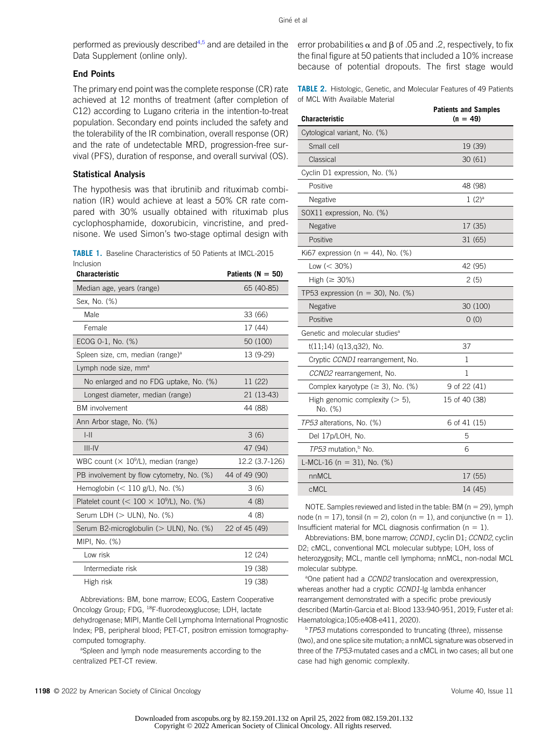performed as previously described[4,5] and are detailed in the Data Supplement (online only).

### End Points

The primary end point was the complete response (CR) rate achieved at 12 months of treatment (after completion of C12) according to Lugano criteria in the intention-to-treat population. Secondary end points included the safety and the tolerability of the IR combination, overall response (OR) and the rate of undetectable MRD, progression-free survival (PFS), duration of response, and overall survival (OS).

### Statistical Analysis

The hypothesis was that ibrutinib and rituximab combination (IR) would achieve at least a 50% CR rate compared with 30% usually obtained with rituximab plus cyclophosphamide, doxorubicin, vincristine, and prednisone. We used Simon's two-stage optimal design with error probabilities α and β of .05 and .2, respectively, to fix the final figure at 50 patients that included a 10% increase because of potential dropouts. The first stage would

**TABLE 1.** Baseline Characteristics of 50 Patients at IMCL-2015 Inclusion

| Characteristic | Patients (N = 50) |
|---|---|
| Median age, years (range) | 65 (40-85) |
| Sex, No. (%) | |
| Male | 33 (66) |
| Female | 17 (44) |
| ECOG 0-1, No. (%) | 50 (100) |
| Spleen size, cm, median (range)[a] | 13 (9-29) |
| Lymph node size, mm[a] | |
| No enlarged and no FDG uptake, No. (%) | 11 (22) |
| Longest diameter, median (range) | 21 (13-43) |
| BM involvement | 44 (88) |
| Ann Arbor stage, No. (%) | |
| I-II | 3 (6) |
| III-IV | 47 (94) |
| WBC count ($\times 10^9$/L), median (range) | 12.2 (3.7-126) |
| PB involvement by flow cytometry, No. (%) | 44 of 49 (90) |
| Hemoglobin (< 110 g/L), No. (%) | 3 (6) |
| Platelet count (< 100 $\times 10^9$/L), No. (%) | 4 (8) |
| Serum LDH (> ULN), No. (%) | 4 (8) |
| Serum B2-microglobulin (> ULN), No. (%) | 22 of 45 (49) |
| MIPI, No. (%) | |
| Low risk | 12 (24) |
| Intermediate risk | 19 (38) |
| High risk | 19 (38) |

Abbreviations: BM, bone marrow; ECOG, Eastern Cooperative Oncology Group; FDG, $^{18}$F-fluorodeoxyglucose; LDH, lactate dehydrogenase; MIPI, Mantle Cell Lymphoma International Prognostic Index; PB, peripheral blood; PET-CT, positron emission tomography-computed tomography.

[a]Spleen and lymph node measurements according to the centralized PET-CT review.

**TABLE 2.** Histologic, Genetic, and Molecular Features of 49 Patients of MCL With Available Material

| Characteristic | Patients and Samples (n = 49) |
|---|---|
| Cytological variant, No. (%) | |
| Small cell | 19 (39) |
| Classical | 30 (61) |
| Cyclin D1 expression, No. (%) | |
| Positive | 48 (98) |
| Negative | 1 (2)[a] |
| SOX11 expression, No. (%) | |
| Negative | 17 (35) |
| Positive | 31 (65) |
| Ki67 expression (n = 44), No. (%) | |
| Low (< 30%) | 42 (95) |
| High (≥ 30%) | 2 (5) |
| TP53 expression (n = 30), No. (%) | |
| Negative | 30 (100) |
| Positive | 0 (0) |
| Genetic and molecular studies[a] | |
| t(11;14) (q13,q32), No. | 37 |
| Cryptic *CCND1* rearrangement, No. | 1 |
| *CCND2* rearrangement, No. | 1 |
| Complex karyotype (≥ 3), No. (%) | 9 of 22 (41) |
| High genomic complexity (> 5), No. (%) | 15 of 40 (38) |
| *TP53* alterations, No. (%) | 6 of 41 (15) |
| Del 17p/LOH, No. | 5 |
| *TP53* mutation,[b] No. | 6 |
| L-MCL-16 (n = 31), No. (%) | |
| nnMCL | 17 (55) |
| cMCL | 14 (45) |

NOTE. Samples reviewed and listed in the table: BM (n = 29), lymph node (n = 17), tonsil (n = 2), colon (n = 1), and conjunctive (n = 1). Insufficient material for MCL diagnosis confirmation (n = 1).

Abbreviations: BM, bone marrow; *CCND1*, cyclin D1; *CCND2*, cyclin D2; cMCL, conventional MCL molecular subtype; LOH, loss of heterozygosity; MCL, mantle cell lymphoma; nnMCL, non-nodal MCL molecular subtype.

[a]One patient had a *CCND2* translocation and overexpression, whereas another had a cryptic *CCND1*-Ig lambda enhancer rearrangement demonstrated with a specific probe previously described (Martín-Garcia et al: Blood 133:940-951, 2019; Fuster et al: Haematologica;105:e408-e411, 2020).

[b]*TP53* mutations corresponded to truncating (three), missense (two), and one splice site mutation; a nnMCL signature was observed in three of the *TP53*-mutated cases and a cMCL in two cases; all but one case had high genomic complexity.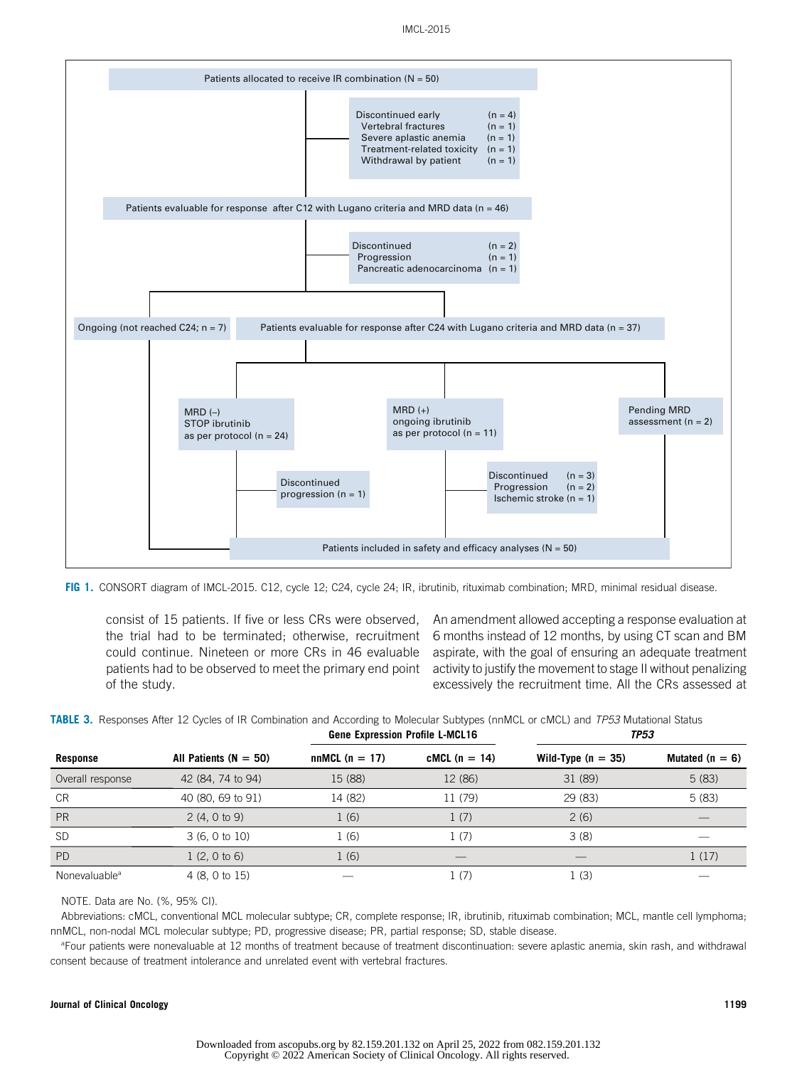Patients allocated to receive IR combination (N = 50)

Discontinued early (n = 4)
Vertebral fractures (n = 1)
Severe aplastic anemia (n = 1)
Treatment-related toxicity (n = 1)
Withdrawal by patient (n = 1)

Patients evaluable for response after C12 with Lugano criteria and MRD data (n = 46)

Discontinued (n = 2)
Progression (n = 1)
Pancreatic adenocarcinoma (n = 1)

Ongoing (not reached C24; n = 7)

Patients evaluable for response after C24 with Lugano criteria and MRD data (n = 37)

MRD (–) STOP ibrutinib as per protocol (n = 24)

MRD (+) ongoing ibrutinib as per protocol (n = 11)

Pending MRD assessment (n = 2)

Discontinued progression (n = 1)

Discontinued (n = 3)
Progression (n = 2)
Ischemic stroke (n = 1)

Patients included in safety and efficacy analyses (N = 50)

**FIG 1.** CONSORT diagram of IMCL-2015. C12, cycle 12; C24, cycle 24; IR, ibrutinib, rituximab combination; MRD, minimal residual disease.

consist of 15 patients. If five or less CRs were observed, the trial had to be terminated; otherwise, recruitment could continue. Nineteen or more CRs in 46 evaluable patients had to be observed to meet the primary end point of the study.

An amendment allowed accepting a response evaluation at 6 months instead of 12 months, by using CT scan and BM aspirate, with the goal of ensuring an adequate treatment activity to justify the movement to stage II without penalizing excessively the recruitment time. All the CRs assessed at

**TABLE 3.** Responses After 12 Cycles of IR Combination and According to Molecular Subtypes (nnMCL or cMCL) and *TP53* Mutational Status

| | | Gene Expression Profile L-MCL16 | | *TP53* | |
|---|---|---|---|---|---|
| **Response** | **All Patients (N = 50)** | **nnMCL (n = 17)** | **cMCL (n = 14)** | **Wild-Type (n = 35)** | **Mutated (n = 6)** |
| Overall response | 42 (84, 74 to 94) | 15 (88) | 12 (86) | 31 (89) | 5 (83) |
| CR | 40 (80, 69 to 91) | 14 (82) | 11 (79) | 29 (83) | 5 (83) |
| PR | 2 (4, 0 to 9) | 1 (6) | 1 (7) | 2 (6) | — |
| SD | 3 (6, 0 to 10) | 1 (6) | 1 (7) | 3 (8) | — |
| PD | 1 (2, 0 to 6) | 1 (6) | — | — | 1 (17) |
| Nonevaluable[a] | 4 (8, 0 to 15) | — | 1 (7) | 1 (3) | — |

NOTE. Data are No. (%, 95% CI).

Abbreviations: cMCL, conventional MCL molecular subtype; CR, complete response; IR, ibrutinib, rituximab combination; MCL, mantle cell lymphoma; nnMCL, non-nodal MCL molecular subtype; PD, progressive disease; PR, partial response; SD, stable disease.

[a]Four patients were nonevaluable at 12 months of treatment because of treatment discontinuation: severe aplastic anemia, skin rash, and withdrawal consent because of treatment intolerance and unrelated event with vertebral fractures.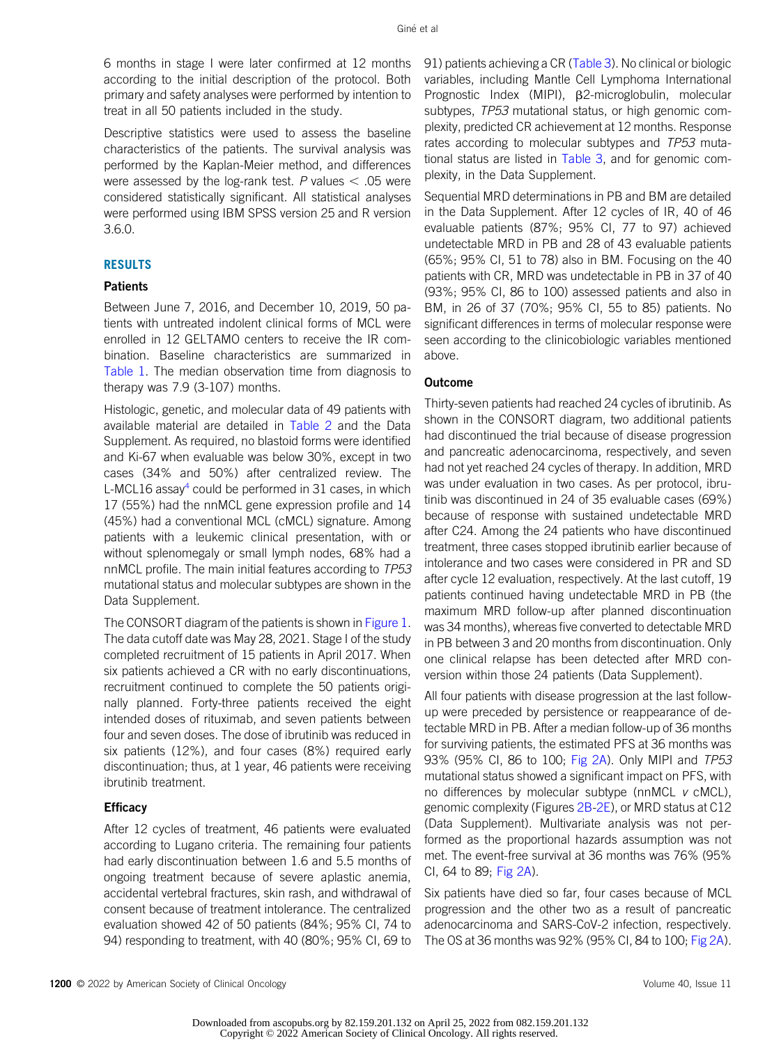6 months in stage I were later confirmed at 12 months according to the initial description of the protocol. Both primary and safety analyses were performed by intention to treat in all 50 patients included in the study.

Descriptive statistics were used to assess the baseline characteristics of the patients. The survival analysis was performed by the Kaplan-Meier method, and differences were assessed by the log-rank test. $P$ values $< .05$ were considered statistically significant. All statistical analyses were performed using IBM SPSS version 25 and R version 3.6.0.

## RESULTS

### Patients

Between June 7, 2016, and December 10, 2019, 50 patients with untreated indolent clinical forms of MCL were enrolled in 12 GELTAMO centers to receive the IR combination. Baseline characteristics are summarized in Table 1. The median observation time from diagnosis to therapy was 7.9 (3-107) months.

Histologic, genetic, and molecular data of 49 patients with available material are detailed in Table 2 and the Data Supplement. As required, no blastoid forms were identified and Ki-67 when evaluable was below 30%, except in two cases (34% and 50%) after centralized review. The L-MCL16 assay[4] could be performed in 31 cases, in which 17 (55%) had the nnMCL gene expression profile and 14 (45%) had a conventional MCL (cMCL) signature. Among patients with a leukemic clinical presentation, with or without splenomegaly or small lymph nodes, 68% had a nnMCL profile. The main initial features according to *TP53* mutational status and molecular subtypes are shown in the Data Supplement.

The CONSORT diagram of the patients is shown in Figure 1. The data cutoff date was May 28, 2021. Stage I of the study completed recruitment of 15 patients in April 2017. When six patients achieved a CR with no early discontinuations, recruitment continued to complete the 50 patients originally planned. Forty-three patients received the eight intended doses of rituximab, and seven patients between four and seven doses. The dose of ibrutinib was reduced in six patients (12%), and four cases (8%) required early discontinuation; thus, at 1 year, 46 patients were receiving ibrutinib treatment.

### Efficacy

After 12 cycles of treatment, 46 patients were evaluated according to Lugano criteria. The remaining four patients had early discontinuation between 1.6 and 5.5 months of ongoing treatment because of severe aplastic anemia, accidental vertebral fractures, skin rash, and withdrawal of consent because of treatment intolerance. The centralized evaluation showed 42 of 50 patients (84%; 95% CI, 74 to 94) responding to treatment, with 40 (80%; 95% CI, 69 to 91) patients achieving a CR (Table 3). No clinical or biologic variables, including Mantle Cell Lymphoma International Prognostic Index (MIPI), β2-microglobulin, molecular subtypes, *TP53* mutational status, or high genomic complexity, predicted CR achievement at 12 months. Response rates according to molecular subtypes and *TP53* mutational status are listed in Table 3, and for genomic complexity, in the Data Supplement.

Sequential MRD determinations in PB and BM are detailed in the Data Supplement. After 12 cycles of IR, 40 of 46 evaluable patients (87%; 95% CI, 77 to 97) achieved undetectable MRD in PB and 28 of 43 evaluable patients (65%; 95% CI, 51 to 78) also in BM. Focusing on the 40 patients with CR, MRD was undetectable in PB in 37 of 40 (93%; 95% CI, 86 to 100) assessed patients and also in BM, in 26 of 37 (70%; 95% CI, 55 to 85) patients. No significant differences in terms of molecular response were seen according to the clinicobiologic variables mentioned above.

### Outcome

Thirty-seven patients had reached 24 cycles of ibrutinib. As shown in the CONSORT diagram, two additional patients had discontinued the trial because of disease progression and pancreatic adenocarcinoma, respectively, and seven had not yet reached 24 cycles of therapy. In addition, MRD was under evaluation in two cases. As per protocol, ibrutinib was discontinued in 24 of 35 evaluable cases (69%) because of response with sustained undetectable MRD after C24. Among the 24 patients who have discontinued treatment, three cases stopped ibrutinib earlier because of intolerance and two cases were considered in PR and SD after cycle 12 evaluation, respectively. At the last cutoff, 19 patients continued having undetectable MRD in PB (the maximum MRD follow-up after planned discontinuation was 34 months), whereas five converted to detectable MRD in PB between 3 and 20 months from discontinuation. Only one clinical relapse has been detected after MRD conversion within those 24 patients (Data Supplement).

All four patients with disease progression at the last follow-up were preceded by persistence or reappearance of detectable MRD in PB. After a median follow-up of 36 months for surviving patients, the estimated PFS at 36 months was 93% (95% CI, 86 to 100; Fig 2A). Only MIPI and *TP53* mutational status showed a significant impact on PFS, with no differences by molecular subtype (nnMCL *v* cMCL), genomic complexity (Figures 2B-2E), or MRD status at C12 (Data Supplement). Multivariate analysis was not performed as the proportional hazards assumption was not met. The event-free survival at 36 months was 76% (95% CI, 64 to 89; Fig 2A).

Six patients have died so far, four cases because of MCL progression and the other two as a result of pancreatic adenocarcinoma and SARS-CoV-2 infection, respectively. The OS at 36 months was 92% (95% CI, 84 to 100; Fig 2A).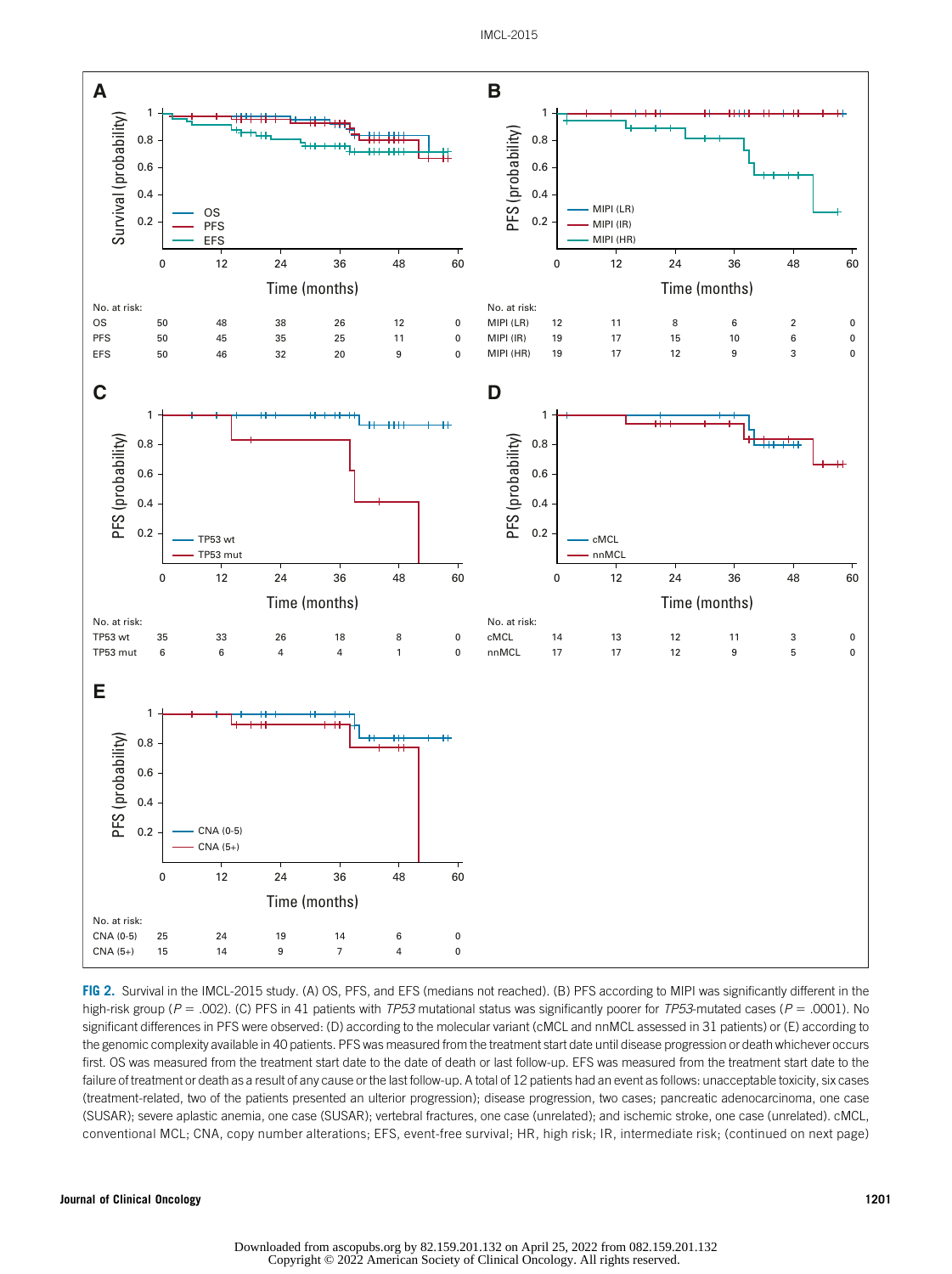A

No. at risk:

| | 0 | 12 | 24 | 36 | 48 | 60 |
|---|---|---|---|---|---|---|
| OS | 50 | 48 | 38 | 26 | 12 | 0 |
| PFS | 50 | 45 | 35 | 25 | 11 | 0 |
| EFS | 50 | 46 | 32 | 20 | 9 | 0 |

B

No. at risk:

| | 0 | 12 | 24 | 36 | 48 | 60 |
|---|---|---|---|---|---|---|
| MIPI (LR) | 12 | 11 | 8 | 6 | 2 | 0 |
| MIPI (IR) | 19 | 17 | 15 | 10 | 6 | 0 |
| MIPI (HR) | 19 | 17 | 12 | 9 | 3 | 0 |

C

No. at risk:

| | 0 | 12 | 24 | 36 | 48 | 60 |
|---|---|---|---|---|---|---|
| TP53 wt | 35 | 33 | 26 | 18 | 8 | 0 |
| TP53 mut | 6 | 6 | 4 | 4 | 1 | 0 |

D

No. at risk:

| | 0 | 12 | 24 | 36 | 48 | 60 |
|---|---|---|---|---|---|---|
| cMCL | 14 | 13 | 12 | 11 | 3 | 0 |
| nnMCL | 17 | 17 | 12 | 9 | 5 | 0 |

E

No. at risk:

| | 0 | 12 | 24 | 36 | 48 | 60 |
|---|---|---|---|---|---|---|
| CNA (0-5) | 25 | 24 | 19 | 14 | 6 | 0 |
| CNA (5+) | 15 | 14 | 9 | 7 | 4 | 0 |

**FIG 2.** Survival in the IMCL-2015 study. (A) OS, PFS, and EFS (medians not reached). (B) PFS according to MIPI was significantly different in the high-risk group ($P$ = .002). (C) PFS in 41 patients with *TP53* mutational status was significantly poorer for *TP53*-mutated cases ($P$ = .0001). No significant differences in PFS were observed: (D) according to the molecular variant (cMCL and nnMCL assessed in 31 patients) or (E) according to the genomic complexity available in 40 patients. PFS was measured from the treatment start date until disease progression or death whichever occurs first. OS was measured from the treatment start date to the date of death or last follow-up. EFS was measured from the treatment start date to the failure of treatment or death as a result of any cause or the last follow-up. A total of 12 patients had an event as follows: unacceptable toxicity, six cases (treatment-related, two of the patients presented an ulterior progression); disease progression, two cases; pancreatic adenocarcinoma, one case (SUSAR); severe aplastic anemia, one case (SUSAR); vertebral fractures, one case (unrelated); and ischemic stroke, one case (unrelated). cMCL, conventional MCL; CNA, copy number alterations; EFS, event-free survival; HR, high risk; IR, intermediate risk; (continued on next page)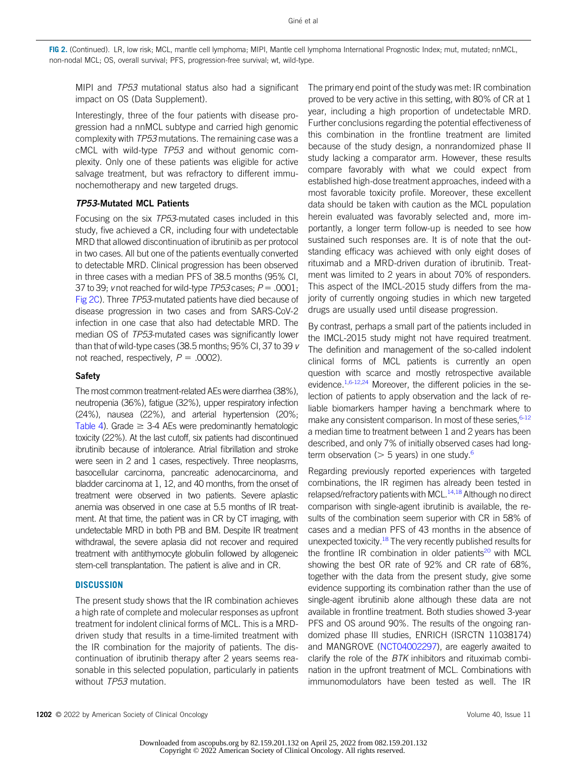**FIG 2.** (Continued). LR, low risk; MCL, mantle cell lymphoma; MIPI, Mantle cell lymphoma International Prognostic Index; mut, mutated; nnMCL, non-nodal MCL; OS, overall survival; PFS, progression-free survival; wt, wild-type.

MIPI and *TP53* mutational status also had a significant impact on OS (Data Supplement).

Interestingly, three of the four patients with disease progression had a nnMCL subtype and carried high genomic complexity with *TP53* mutations. The remaining case was a cMCL with wild-type *TP53* and without genomic complexity. Only one of these patients was eligible for active salvage treatment, but was refractory to different immunochemotherapy and new targeted drugs.

### *TP53*-Mutated MCL Patients

Focusing on the six *TP53*-mutated cases included in this study, five achieved a CR, including four with undetectable MRD that allowed discontinuation of ibrutinib as per protocol in two cases. All but one of the patients eventually converted to detectable MRD. Clinical progression has been observed in three cases with a median PFS of 38.5 months (95% CI, 37 to 39; *v* not reached for wild-type *TP53* cases; $P = .0001$; Fig 2C). Three *TP53*-mutated patients have died because of disease progression in two cases and from SARS-CoV-2 infection in one case that also had detectable MRD. The median OS of *TP53*-mutated cases was significantly lower than that of wild-type cases (38.5 months; 95% CI, 37 to 39 *v* not reached, respectively, $P = .0002$).

### Safety

The most common treatment-related AEs were diarrhea (38%), neutropenia (36%), fatigue (32%), upper respiratory infection (24%), nausea (22%), and arterial hypertension (20%; Table 4). Grade ≥ 3-4 AEs were predominantly hematologic toxicity (22%). At the last cutoff, six patients had discontinued ibrutinib because of intolerance. Atrial fibrillation and stroke were seen in 2 and 1 cases, respectively. Three neoplasms, basocellular carcinoma, pancreatic adenocarcinoma, and bladder carcinoma at 1, 12, and 40 months, from the onset of treatment were observed in two patients. Severe aplastic anemia was observed in one case at 5.5 months of IR treatment. At that time, the patient was in CR by CT imaging, with undetectable MRD in both PB and BM. Despite IR treatment withdrawal, the severe aplasia did not recover and required treatment with antithymocyte globulin followed by allogeneic stem-cell transplantation. The patient is alive and in CR.

## DISCUSSION

The present study shows that the IR combination achieves a high rate of complete and molecular responses as upfront treatment for indolent clinical forms of MCL. This is a MRD-driven study that results in a time-limited treatment with the IR combination for the majority of patients. The discontinuation of ibrutinib therapy after 2 years seems reasonable in this selected population, particularly in patients without *TP53* mutation.

The primary end point of the study was met: IR combination proved to be very active in this setting, with 80% of CR at 1 year, including a high proportion of undetectable MRD. Further conclusions regarding the potential effectiveness of this combination in the frontline treatment are limited because of the study design, a nonrandomized phase II study lacking a comparator arm. However, these results compare favorably with what we could expect from established high-dose treatment approaches, indeed with a most favorable toxicity profile. Moreover, these excellent data should be taken with caution as the MCL population herein evaluated was favorably selected and, more importantly, a longer term follow-up is needed to see how sustained such responses are. It is of note that the outstanding efficacy was achieved with only eight doses of rituximab and a MRD-driven duration of ibrutinib. Treatment was limited to 2 years in about 70% of responders. This aspect of the IMCL-2015 study differs from the majority of currently ongoing studies in which new targeted drugs are usually used until disease progression.

By contrast, perhaps a small part of the patients included in the IMCL-2015 study might not have required treatment. The definition and management of the so-called indolent clinical forms of MCL patients is currently an open question with scarce and mostly retrospective available evidence.[1,6-12,24] Moreover, the different policies in the selection of patients to apply observation and the lack of reliable biomarkers hamper having a benchmark where to make any consistent comparison. In most of these series,[6-12] a median time to treatment between 1 and 2 years has been described, and only 7% of initially observed cases had long-term observation (> 5 years) in one study.[6]

Regarding previously reported experiences with targeted combinations, the IR regimen has already been tested in relapsed/refractory patients with MCL.[14,18] Although no direct comparison with single-agent ibrutinib is available, the results of the combination seem superior with CR in 58% of cases and a median PFS of 43 months in the absence of unexpected toxicity.[18] The very recently published results for the frontline IR combination in older patients[20] with MCL showing the best OR rate of 92% and CR rate of 68%, together with the data from the present study, give some evidence supporting its combination rather than the use of single-agent ibrutinib alone although these data are not available in frontline treatment. Both studies showed 3-year PFS and OS around 90%. The results of the ongoing randomized phase III studies, ENRICH (ISRCTN 11038174) and MANGROVE (NCT04002297), are eagerly awaited to clarify the role of the *BTK* inhibitors and rituximab combination in the upfront treatment of MCL. Combinations with immunomodulators have been tested as well. The IR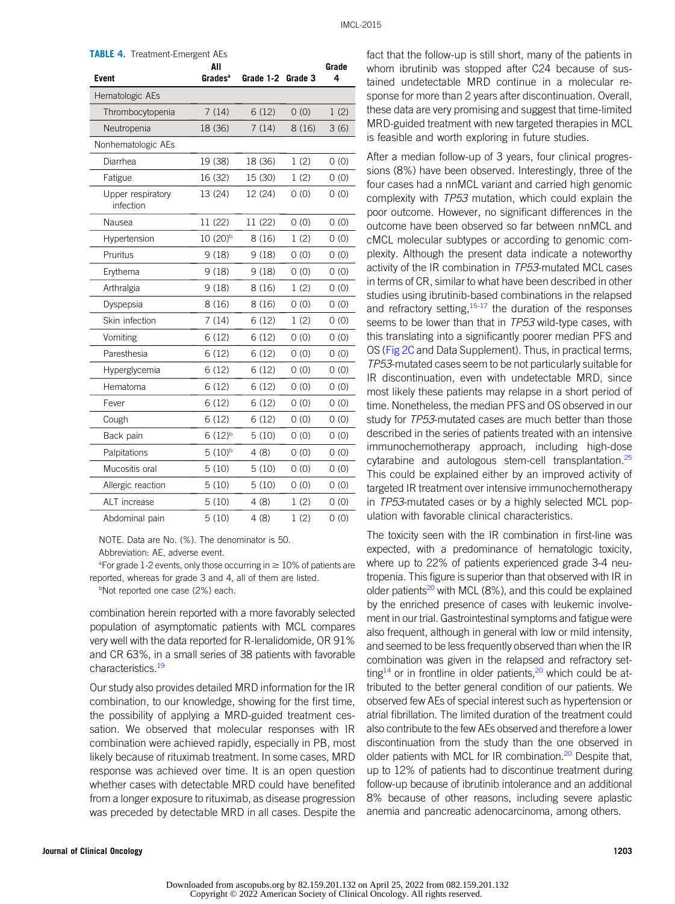**TABLE 4.** Treatment-Emergent AEs

| Event | All Grades[a] | Grade 1-2 | Grade 3 | Grade 4 |
|---|---|---|---|---|
| Hematologic AEs | | | | |
| Thrombocytopenia | 7 (14) | 6 (12) | 0 (0) | 1 (2) |
| Neutropenia | 18 (36) | 7 (14) | 8 (16) | 3 (6) |
| Nonhematologic AEs | | | | |
| Diarrhea | 19 (38) | 18 (36) | 1 (2) | 0 (0) |
| Fatigue | 16 (32) | 15 (30) | 1 (2) | 0 (0) |
| Upper respiratory infection | 13 (24) | 12 (24) | 0 (0) | 0 (0) |
| Nausea | 11 (22) | 11 (22) | 0 (0) | 0 (0) |
| Hypertension | 10 (20)[b] | 8 (16) | 1 (2) | 0 (0) |
| Pruritus | 9 (18) | 9 (18) | 0 (0) | 0 (0) |
| Erythema | 9 (18) | 9 (18) | 0 (0) | 0 (0) |
| Arthralgia | 9 (18) | 8 (16) | 1 (2) | 0 (0) |
| Dyspepsia | 8 (16) | 8 (16) | 0 (0) | 0 (0) |
| Skin infection | 7 (14) | 6 (12) | 1 (2) | 0 (0) |
| Vomiting | 6 (12) | 6 (12) | 0 (0) | 0 (0) |
| Paresthesia | 6 (12) | 6 (12) | 0 (0) | 0 (0) |
| Hyperglycemia | 6 (12) | 6 (12) | 0 (0) | 0 (0) |
| Hematoma | 6 (12) | 6 (12) | 0 (0) | 0 (0) |
| Fever | 6 (12) | 6 (12) | 0 (0) | 0 (0) |
| Cough | 6 (12) | 6 (12) | 0 (0) | 0 (0) |
| Back pain | 6 (12)[b] | 5 (10) | 0 (0) | 0 (0) |
| Palpitations | 5 (10)[b] | 4 (8) | 0 (0) | 0 (0) |
| Mucositis oral | 5 (10) | 5 (10) | 0 (0) | 0 (0) |
| Allergic reaction | 5 (10) | 5 (10) | 0 (0) | 0 (0) |
| ALT increase | 5 (10) | 4 (8) | 1 (2) | 0 (0) |
| Abdominal pain | 5 (10) | 4 (8) | 1 (2) | 0 (0) |

NOTE. Data are No. (%). The denominator is 50.

Abbreviation: AE, adverse event.

[a]For grade 1-2 events, only those occurring in ≥ 10% of patients are reported, whereas for grade 3 and 4, all of them are listed.

[b]Not reported one case (2%) each.

combination herein reported with a more favorably selected population of asymptomatic patients with MCL compares very well with the data reported for R-lenalidomide, OR 91% and CR 63%, in a small series of 38 patients with favorable characteristics.[19]

Our study also provides detailed MRD information for the IR combination, to our knowledge, showing for the first time, the possibility of applying a MRD-guided treatment cessation. We observed that molecular responses with IR combination were achieved rapidly, especially in PB, most likely because of rituximab treatment. In some cases, MRD response was achieved over time. It is an open question whether cases with detectable MRD could have benefited from a longer exposure to rituximab, as disease progression was preceded by detectable MRD in all cases. Despite the fact that the follow-up is still short, many of the patients in whom ibrutinib was stopped after C24 because of sustained undetectable MRD continue in a molecular response for more than 2 years after discontinuation. Overall, these data are very promising and suggest that time-limited MRD-guided treatment with new targeted therapies in MCL is feasible and worth exploring in future studies.

After a median follow-up of 3 years, four clinical progressions (8%) have been observed. Interestingly, three of the four cases had a nnMCL variant and carried high genomic complexity with *TP53* mutation, which could explain the poor outcome. However, no significant differences in the outcome have been observed so far between nnMCL and cMCL molecular subtypes or according to genomic complexity. Although the present data indicate a noteworthy activity of the IR combination in *TP53*-mutated MCL cases in terms of CR, similar to what have been described in other studies using ibrutinib-based combinations in the relapsed and refractory setting,[15-17] the duration of the responses seems to be lower than that in *TP53* wild-type cases, with this translating into a significantly poorer median PFS and OS (Fig 2C and Data Supplement). Thus, in practical terms, *TP53*-mutated cases seem to be not particularly suitable for IR discontinuation, even with undetectable MRD, since most likely these patients may relapse in a short period of time. Nonetheless, the median PFS and OS observed in our study for *TP53*-mutated cases are much better than those described in the series of patients treated with an intensive immunochemotherapy approach, including high-dose cytarabine and autologous stem-cell transplantation.[25] This could be explained either by an improved activity of targeted IR treatment over intensive immunochemotherapy in *TP53*-mutated cases or by a highly selected MCL population with favorable clinical characteristics.

The toxicity seen with the IR combination in first-line was expected, with a predominance of hematologic toxicity, where up to 22% of patients experienced grade 3-4 neutropenia. This figure is superior than that observed with IR in older patients[20] with MCL (8%), and this could be explained by the enriched presence of cases with leukemic involvement in our trial. Gastrointestinal symptoms and fatigue were also frequent, although in general with low or mild intensity, and seemed to be less frequently observed than when the IR combination was given in the relapsed and refractory setting[14] or in frontline in older patients,[20] which could be attributed to the better general condition of our patients. We observed few AEs of special interest such as hypertension or atrial fibrillation. The limited duration of the treatment could also contribute to the few AEs observed and therefore a lower discontinuation from the study than the one observed in older patients with MCL for IR combination.[20] Despite that, up to 12% of patients had to discontinue treatment during follow-up because of ibrutinib intolerance and an additional 8% because of other reasons, including severe aplastic anemia and pancreatic adenocarcinoma, among others.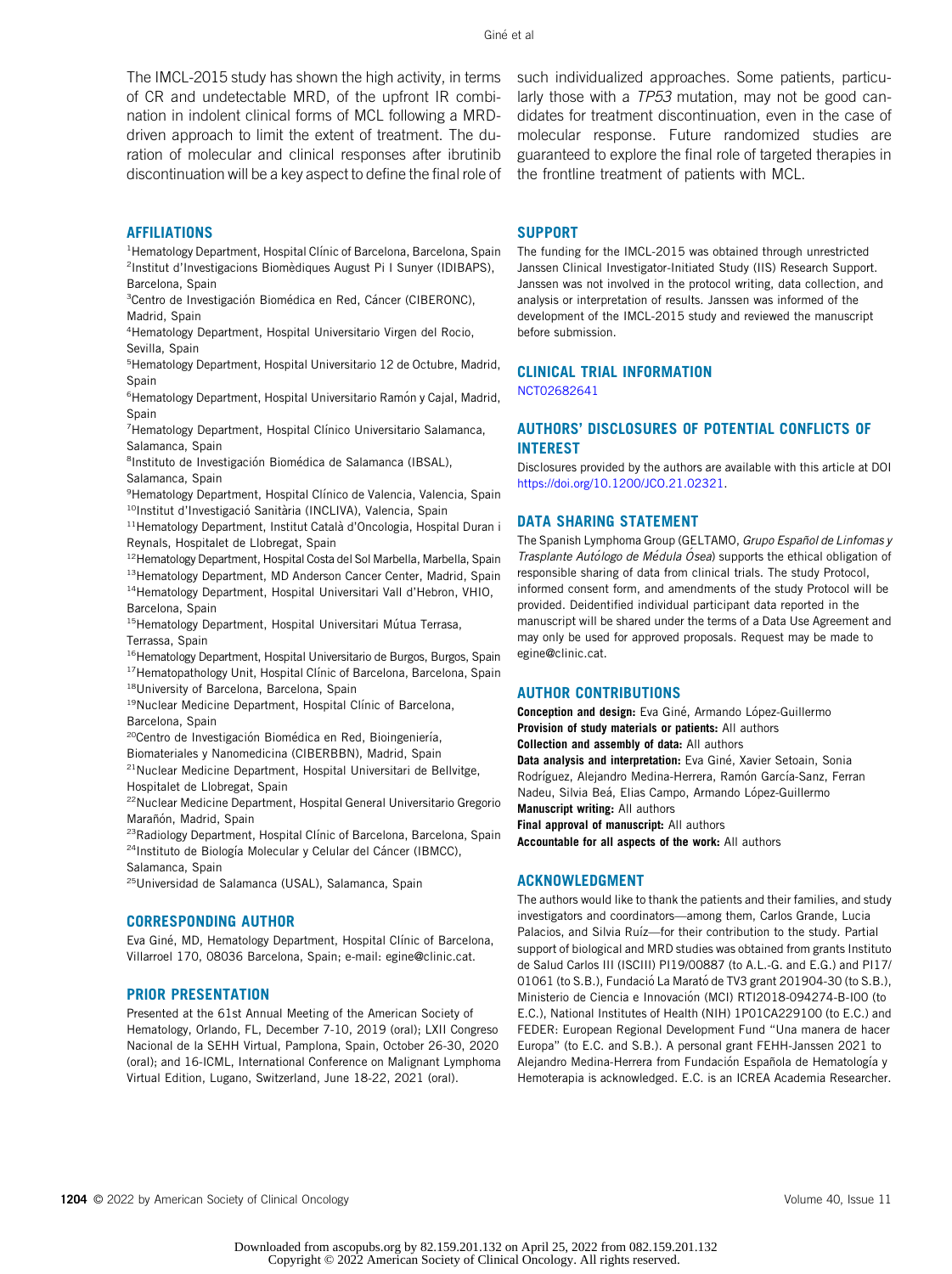The IMCL-2015 study has shown the high activity, in terms of CR and undetectable MRD, of the upfront IR combination in indolent clinical forms of MCL following a MRD-driven approach to limit the extent of treatment. The duration of molecular and clinical responses after ibrutinib discontinuation will be a key aspect to define the final role of such individualized approaches. Some patients, particularly those with a *TP53* mutation, may not be good candidates for treatment discontinuation, even in the case of molecular response. Future randomized studies are guaranteed to explore the final role of targeted therapies in the frontline treatment of patients with MCL.

## AFFILIATIONS

[1]Hematology Department, Hospital Clínic of Barcelona, Barcelona, Spain
[2]Institut d'Investigacions Biomèdiques August Pi I Sunyer (IDIBAPS), Barcelona, Spain
[3]Centro de Investigación Biomédica en Red, Cáncer (CIBERONC), Madrid, Spain
[4]Hematology Department, Hospital Universitario Virgen del Rocio, Sevilla, Spain
[5]Hematology Department, Hospital Universitario 12 de Octubre, Madrid, Spain
[6]Hematology Department, Hospital Universitario Ramón y Cajal, Madrid, Spain
[7]Hematology Department, Hospital Clínico Universitario Salamanca, Salamanca, Spain
[8]Instituto de Investigación Biomédica de Salamanca (IBSAL), Salamanca, Spain
[9]Hematology Department, Hospital Clínico de Valencia, Valencia, Spain
[10]Institut d'Investigació Sanitària (INCLIVA), Valencia, Spain
[11]Hematology Department, Institut Català d'Oncologia, Hospital Duran i Reynals, Hospitalet de Llobregat, Spain
[12]Hematology Department, Hospital Costa del Sol Marbella, Marbella, Spain
[13]Hematology Department, MD Anderson Cancer Center, Madrid, Spain
[14]Hematology Department, Hospital Universitari Vall d'Hebron, VHIO, Barcelona, Spain
[15]Hematology Department, Hospital Universitari Mútua Terrasa, Terrassa, Spain
[16]Hematology Department, Hospital Universitario de Burgos, Burgos, Spain
[17]Hematopathology Unit, Hospital Clínic of Barcelona, Barcelona, Spain
[18]University of Barcelona, Barcelona, Spain
[19]Nuclear Medicine Department, Hospital Clínic of Barcelona, Barcelona, Spain
[20]Centro de Investigación Biomédica en Red, Bioingeniería, Biomateriales y Nanomedicina (CIBERBBN), Madrid, Spain
[21]Nuclear Medicine Department, Hospital Universitari de Bellvitge, Hospitalet de Llobregat, Spain
[22]Nuclear Medicine Department, Hospital General Universitario Gregorio Marañón, Madrid, Spain
[23]Radiology Department, Hospital Clínic of Barcelona, Barcelona, Spain
[24]Instituto de Biología Molecular y Celular del Cáncer (IBMCC), Salamanca, Spain
[25]Universidad de Salamanca (USAL), Salamanca, Spain

## CORRESPONDING AUTHOR

Eva Giné, MD, Hematology Department, Hospital Clínic of Barcelona, Villarroel 170, 08036 Barcelona, Spain; e-mail: egine@clinic.cat.

## PRIOR PRESENTATION

Presented at the 61st Annual Meeting of the American Society of Hematology, Orlando, FL, December 7-10, 2019 (oral); LXII Congreso Nacional de la SEHH Virtual, Pamplona, Spain, October 26-30, 2020 (oral); and 16-ICML, International Conference on Malignant Lymphoma Virtual Edition, Lugano, Switzerland, June 18-22, 2021 (oral).

## SUPPORT

The funding for the IMCL-2015 was obtained through unrestricted Janssen Clinical Investigator-Initiated Study (IIS) Research Support. Janssen was not involved in the protocol writing, data collection, and analysis or interpretation of results. Janssen was informed of the development of the IMCL-2015 study and reviewed the manuscript before submission.

## CLINICAL TRIAL INFORMATION

NCT02682641

## AUTHORS' DISCLOSURES OF POTENTIAL CONFLICTS OF INTEREST

Disclosures provided by the authors are available with this article at DOI https://doi.org/10.1200/JCO.21.02321.

## DATA SHARING STATEMENT

The Spanish Lymphoma Group (GELTAMO, *Grupo Español de Linfomas y Trasplante Autólogo de Médula Ósea*) supports the ethical obligation of responsible sharing of data from clinical trials. The study Protocol, informed consent form, and amendments of the study Protocol will be provided. Deidentified individual participant data reported in the manuscript will be shared under the terms of a Data Use Agreement and may only be used for approved proposals. Request may be made to egine@clinic.cat.

## AUTHOR CONTRIBUTIONS

**Conception and design:** Eva Giné, Armando López-Guillermo
**Provision of study materials or patients:** All authors
**Collection and assembly of data:** All authors
**Data analysis and interpretation:** Eva Giné, Xavier Setoain, Sonia Rodríguez, Alejandro Medina-Herrera, Ramón García-Sanz, Ferran Nadeu, Silvia Beá, Elias Campo, Armando López-Guillermo
**Manuscript writing:** All authors
**Final approval of manuscript:** All authors
**Accountable for all aspects of the work:** All authors

## ACKNOWLEDGMENT

The authors would like to thank the patients and their families, and study investigators and coordinators—among them, Carlos Grande, Lucia Palacios, and Silvia Ruíz—for their contribution to the study. Partial support of biological and MRD studies was obtained from grants Instituto de Salud Carlos III (ISCIII) PI19/00887 (to A.L.-G. and E.G.) and PI17/01061 (to S.B.), Fundació La Marató de TV3 grant 201904-30 (to S.B.), Ministerio de Ciencia e Innovación (MCI) RTI2018-094274-B-I00 (to E.C.), National Institutes of Health (NIH) 1P01CA229100 (to E.C.) and FEDER: European Regional Development Fund "Una manera de hacer Europa" (to E.C. and S.B.). A personal grant FEHH-Janssen 2021 to Alejandro Medina-Herrera from Fundación Española de Hematología y Hemoterapia is acknowledged. E.C. is an ICREA Academia Researcher.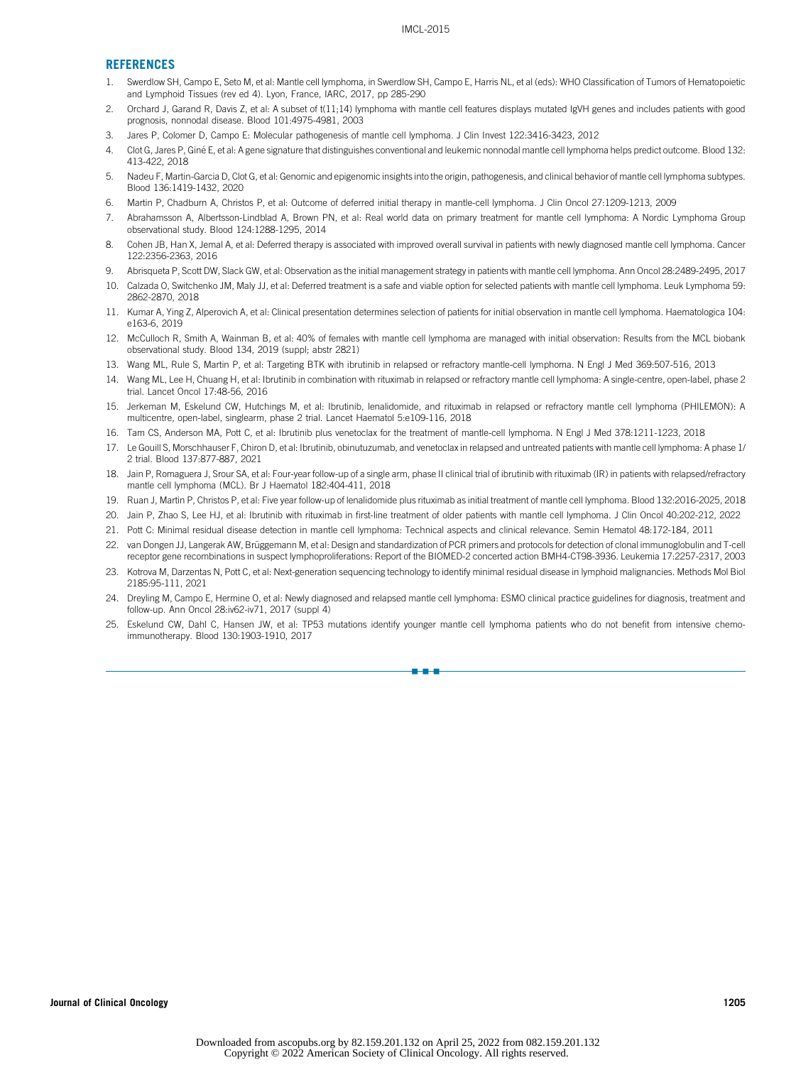## REFERENCES

1. Swerdlow SH, Campo E, Seto M, et al: Mantle cell lymphoma, in Swerdlow SH, Campo E, Harris NL, et al (eds): WHO Classification of Tumors of Hematopoietic and Lymphoid Tissues (rev ed 4). Lyon, France, IARC, 2017, pp 285-290
2. Orchard J, Garand R, Davis Z, et al: A subset of t(11;14) lymphoma with mantle cell features displays mutated IgVH genes and includes patients with good prognosis, nonnodal disease. Blood 101:4975-4981, 2003
3. Jares P, Colomer D, Campo E: Molecular pathogenesis of mantle cell lymphoma. J Clin Invest 122:3416-3423, 2012
4. Clot G, Jares P, Giné E, et al: A gene signature that distinguishes conventional and leukemic nonnodal mantle cell lymphoma helps predict outcome. Blood 132: 413-422, 2018
5. Nadeu F, Martin-Garcia D, Clot G, et al: Genomic and epigenomic insights into the origin, pathogenesis, and clinical behavior of mantle cell lymphoma subtypes. Blood 136:1419-1432, 2020
6. Martin P, Chadburn A, Christos P, et al: Outcome of deferred initial therapy in mantle-cell lymphoma. J Clin Oncol 27:1209-1213, 2009
7. Abrahamsson A, Albertsson-Lindblad A, Brown PN, et al: Real world data on primary treatment for mantle cell lymphoma: A Nordic Lymphoma Group observational study. Blood 124:1288-1295, 2014
8. Cohen JB, Han X, Jemal A, et al: Deferred therapy is associated with improved overall survival in patients with newly diagnosed mantle cell lymphoma. Cancer 122:2356-2363, 2016
9. Abrisqueta P, Scott DW, Slack GW, et al: Observation as the initial management strategy in patients with mantle cell lymphoma. Ann Oncol 28:2489-2495, 2017
10. Calzada O, Switchenko JM, Maly JJ, et al: Deferred treatment is a safe and viable option for selected patients with mantle cell lymphoma. Leuk Lymphoma 59: 2862-2870, 2018
11. Kumar A, Ying Z, Alperovich A, et al: Clinical presentation determines selection of patients for initial observation in mantle cell lymphoma. Haematologica 104: e163-6, 2019
12. McCulloch R, Smith A, Wainman B, et al: 40% of females with mantle cell lymphoma are managed with initial observation: Results from the MCL biobank observational study. Blood 134, 2019 (suppl; abstr 2821)
13. Wang ML, Rule S, Martin P, et al: Targeting BTK with ibrutinib in relapsed or refractory mantle-cell lymphoma. N Engl J Med 369:507-516, 2013
14. Wang ML, Lee H, Chuang H, et al: Ibrutinib in combination with rituximab in relapsed or refractory mantle cell lymphoma: A single-centre, open-label, phase 2 trial. Lancet Oncol 17:48-56, 2016
15. Jerkeman M, Eskelund CW, Hutchings M, et al: Ibrutinib, lenalidomide, and rituximab in relapsed or refractory mantle cell lymphoma (PHILEMON): A multicentre, open-label, singlearm, phase 2 trial. Lancet Haematol 5:e109-116, 2018
16. Tam CS, Anderson MA, Pott C, et al: Ibrutinib plus venetoclax for the treatment of mantle-cell lymphoma. N Engl J Med 378:1211-1223, 2018
17. Le Gouill S, Morschhauser F, Chiron D, et al: Ibrutinib, obinutuzumab, and venetoclax in relapsed and untreated patients with mantle cell lymphoma: A phase 1/2 trial. Blood 137:877-887, 2021
18. Jain P, Romaguera J, Srour SA, et al: Four-year follow-up of a single arm, phase II clinical trial of ibrutinib with rituximab (IR) in patients with relapsed/refractory mantle cell lymphoma (MCL). Br J Haematol 182:404-411, 2018
19. Ruan J, Martin P, Christos P, et al: Five year follow-up of lenalidomide plus rituximab as initial treatment of mantle cell lymphoma. Blood 132:2016-2025, 2018
20. Jain P, Zhao S, Lee HJ, et al: Ibrutinib with rituximab in first-line treatment of older patients with mantle cell lymphoma. J Clin Oncol 40:202-212, 2022
21. Pott C: Minimal residual disease detection in mantle cell lymphoma: Technical aspects and clinical relevance. Semin Hematol 48:172-184, 2011
22. van Dongen JJ, Langerak AW, Brüggemann M, et al: Design and standardization of PCR primers and protocols for detection of clonal immunoglobulin and T-cell receptor gene recombinations in suspect lymphoproliferations: Report of the BIOMED-2 concerted action BMH4-CT98-3936. Leukemia 17:2257-2317, 2003
23. Kotrova M, Darzentas N, Pott C, et al: Next-generation sequencing technology to identify minimal residual disease in lymphoid malignancies. Methods Mol Biol 2185:95-111, 2021
24. Dreyling M, Campo E, Hermine O, et al: Newly diagnosed and relapsed mantle cell lymphoma: ESMO clinical practice guidelines for diagnosis, treatment and follow-up. Ann Oncol 28:iv62-iv71, 2017 (suppl 4)
25. Eskelund CW, Dahl C, Hansen JW, et al: TP53 mutations identify younger mantle cell lymphoma patients who do not benefit from intensive chemo-immunotherapy. Blood 130:1903-1910, 2017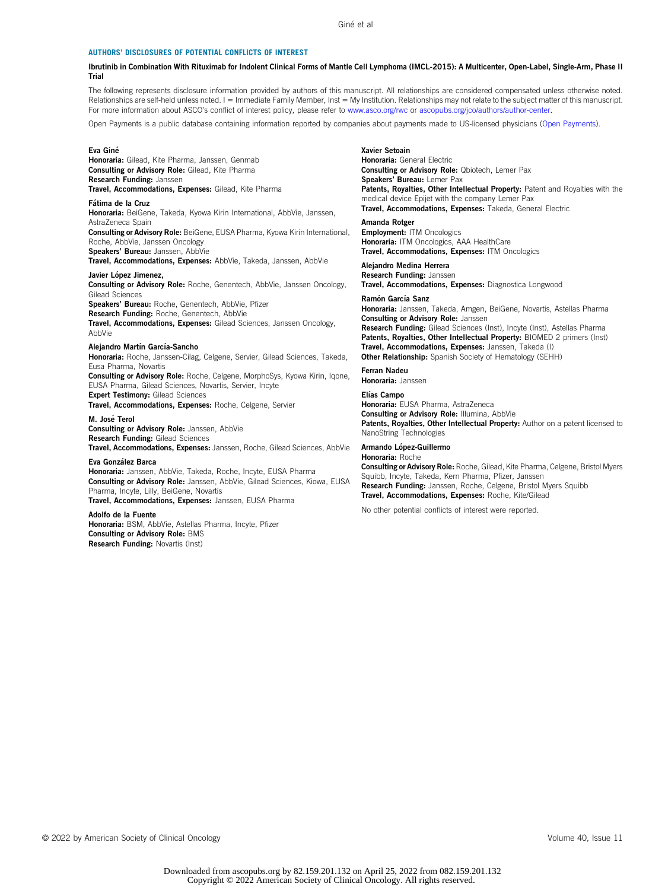## AUTHORS' DISCLOSURES OF POTENTIAL CONFLICTS OF INTEREST

**Ibrutinib in Combination With Rituximab for Indolent Clinical Forms of Mantle Cell Lymphoma (IMCL-2015): A Multicenter, Open-Label, Single-Arm, Phase II Trial**

The following represents disclosure information provided by authors of this manuscript. All relationships are considered compensated unless otherwise noted. Relationships are self-held unless noted. I = Immediate Family Member, Inst = My Institution. Relationships may not relate to the subject matter of this manuscript. For more information about ASCO's conflict of interest policy, please refer to www.asco.org/rwc or ascopubs.org/jco/authors/author-center.

Open Payments is a public database containing information reported by companies about payments made to US-licensed physicians (Open Payments).

**Eva Giné**
**Honoraria:** Gilead, Kite Pharma, Janssen, Genmab
**Consulting or Advisory Role:** Gilead, Kite Pharma
**Research Funding:** Janssen
**Travel, Accommodations, Expenses:** Gilead, Kite Pharma

**Fátima de la Cruz**
**Honoraria:** BeiGene, Takeda, Kyowa Kirin International, AbbVie, Janssen, AstraZeneca Spain
**Consulting or Advisory Role:** BeiGene, EUSA Pharma, Kyowa Kirin International, Roche, AbbVie, Janssen Oncology
**Speakers' Bureau:** Janssen, AbbVie
**Travel, Accommodations, Expenses:** AbbVie, Takeda, Janssen, AbbVie

**Javier López Jimenez,**
**Consulting or Advisory Role:** Roche, Genentech, AbbVie, Janssen Oncology, Gilead Sciences
**Speakers' Bureau:** Roche, Genentech, AbbVie, Pfizer
**Research Funding:** Roche, Genentech, AbbVie
**Travel, Accommodations, Expenses:** Gilead Sciences, Janssen Oncology, AbbVie

**Alejandro Martín García-Sancho**
**Honoraria:** Roche, Janssen-Cilag, Celgene, Servier, Gilead Sciences, Takeda, Eusa Pharma, Novartis
**Consulting or Advisory Role:** Roche, Celgene, MorphoSys, Kyowa Kirin, Iqone, EUSA Pharma, Gilead Sciences, Novartis, Servier, Incyte
**Expert Testimony:** Gilead Sciences
**Travel, Accommodations, Expenses:** Roche, Celgene, Servier

**M. José Terol**
**Consulting or Advisory Role:** Janssen, AbbVie
**Research Funding:** Gilead Sciences
**Travel, Accommodations, Expenses:** Janssen, Roche, Gilead Sciences, AbbVie

**Eva González Barca**
**Honoraria:** Janssen, AbbVie, Takeda, Roche, Incyte, EUSA Pharma
**Consulting or Advisory Role:** Janssen, AbbVie, Gilead Sciences, Kiowa, EUSA Pharma, Incyte, Lilly, BeiGene, Novartis
**Travel, Accommodations, Expenses:** Janssen, EUSA Pharma

**Adolfo de la Fuente**
**Honoraria:** BSM, AbbVie, Astellas Pharma, Incyte, Pfizer
**Consulting or Advisory Role:** BMS
**Research Funding:** Novartis (Inst)

**Xavier Setoain**
**Honoraria:** General Electric
**Consulting or Advisory Role:** Qbiotech, Lemer Pax
**Speakers' Bureau:** Lemer Pax
**Patents, Royalties, Other Intellectual Property:** Patent and Royalties with the medical device Epijet with the company Lemer Pax
**Travel, Accommodations, Expenses:** Takeda, General Electric

**Amanda Rotger**
**Employment:** ITM Oncologics
**Honoraria:** ITM Oncologics, AAA HealthCare
**Travel, Accommodations, Expenses:** ITM Oncologics

**Alejandro Medina Herrera**
**Research Funding:** Janssen
**Travel, Accommodations, Expenses:** Diagnostica Longwood

**Ramón García Sanz**
**Honoraria:** Janssen, Takeda, Amgen, BeiGene, Novartis, Astellas Pharma
**Consulting or Advisory Role:** Janssen
**Research Funding:** Gilead Sciences (Inst), Incyte (Inst), Astellas Pharma
**Patents, Royalties, Other Intellectual Property:** BIOMED 2 primers (Inst)
**Travel, Accommodations, Expenses:** Janssen, Takeda (I)
**Other Relationship:** Spanish Society of Hematology (SEHH)

**Ferran Nadeu**
**Honoraria:** Janssen

**Elías Campo**
**Honoraria:** EUSA Pharma, AstraZeneca
**Consulting or Advisory Role:** Illumina, AbbVie
**Patents, Royalties, Other Intellectual Property:** Author on a patent licensed to NanoString Technologies

**Armando López-Guillermo**
**Honoraria:** Roche
**Consulting or Advisory Role:** Roche, Gilead, Kite Pharma, Celgene, Bristol Myers Squibb, Incyte, Takeda, Kern Pharma, Pfizer, Janssen
**Research Funding:** Janssen, Roche, Celgene, Bristol Myers Squibb
**Travel, Accommodations, Expenses:** Roche, Kite/Gilead

No other potential conflicts of interest were reported.